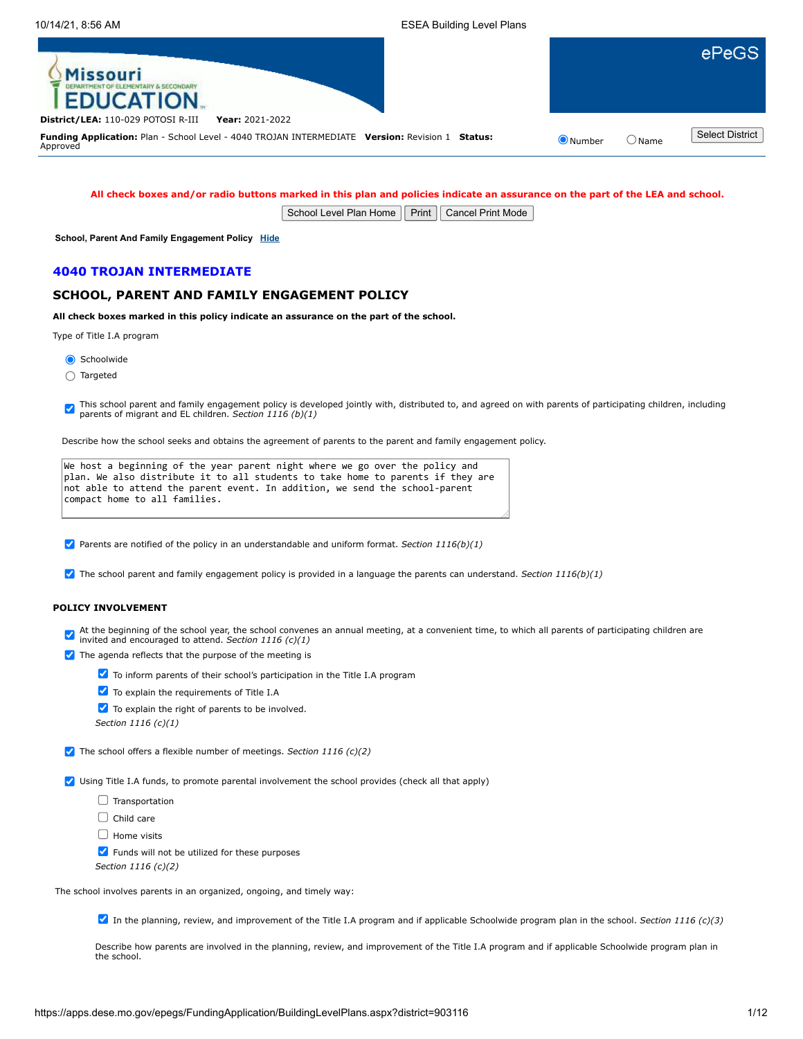District/LEA: 110-029 POTOSI R-III    Year: 2021-2022

Funding Application: Plan - School Level - 4040 TROJAN INTERMEDIATE    Version: Revision 1    Status: Approved

**All check boxes and/or radio buttons marked in this plan and policies indicate an assurance on the part of the LEA and school.**

**School, Parent And Family Engagement Policy**

## 4040 TROJAN INTERMEDIATE

## SCHOOL, PARENT AND FAMILY ENGAGEMENT POLICY

**All check boxes marked in this policy indicate an assurance on the part of the school.**

Type of Title I.A program

- [x] Schoolwide
- [ ] Targeted

- [x] This school parent and family engagement policy is developed jointly with, distributed to, and agreed on with parents of participating children, including parents of migrant and EL children. *Section 1116 (b)(1)*

Describe how the school seeks and obtains the agreement of parents to the parent and family engagement policy.

```
We host a beginning of the year parent night where we go over the policy and
plan. We also distribute it to all students to take home to parents if they are
not able to attend the parent event. In addition, we send the school-parent
compact home to all families.
```

- [x] Parents are notified of the policy in an understandable and uniform format. *Section 1116(b)(1)*
- [x] The school parent and family engagement policy is provided in a language the parents can understand. *Section 1116(b)(1)*

### POLICY INVOLVEMENT

- [x] At the beginning of the school year, the school convenes an annual meeting, at a convenient time, to which all parents of participating children are invited and encouraged to attend. *Section 1116 (c)(1)*
- [x] The agenda reflects that the purpose of the meeting is
  - [x] To inform parents of their school's participation in the Title I.A program
  - [x] To explain the requirements of Title I.A
  - [x] To explain the right of parents to be involved.

  *Section 1116 (c)(1)*

- [x] The school offers a flexible number of meetings. *Section 1116 (c)(2)*
- [x] Using Title I.A funds, to promote parental involvement the school provides (check all that apply)
  - [ ] Transportation
  - [ ] Child care
  - [ ] Home visits
  - [x] Funds will not be utilized for these purposes

  *Section 1116 (c)(2)*

The school involves parents in an organized, ongoing, and timely way:

- [x] In the planning, review, and improvement of the Title I.A program and if applicable Schoolwide program plan in the school. *Section 1116 (c)(3)*

Describe how parents are involved in the planning, review, and improvement of the Title I.A program and if applicable Schoolwide program plan in the school.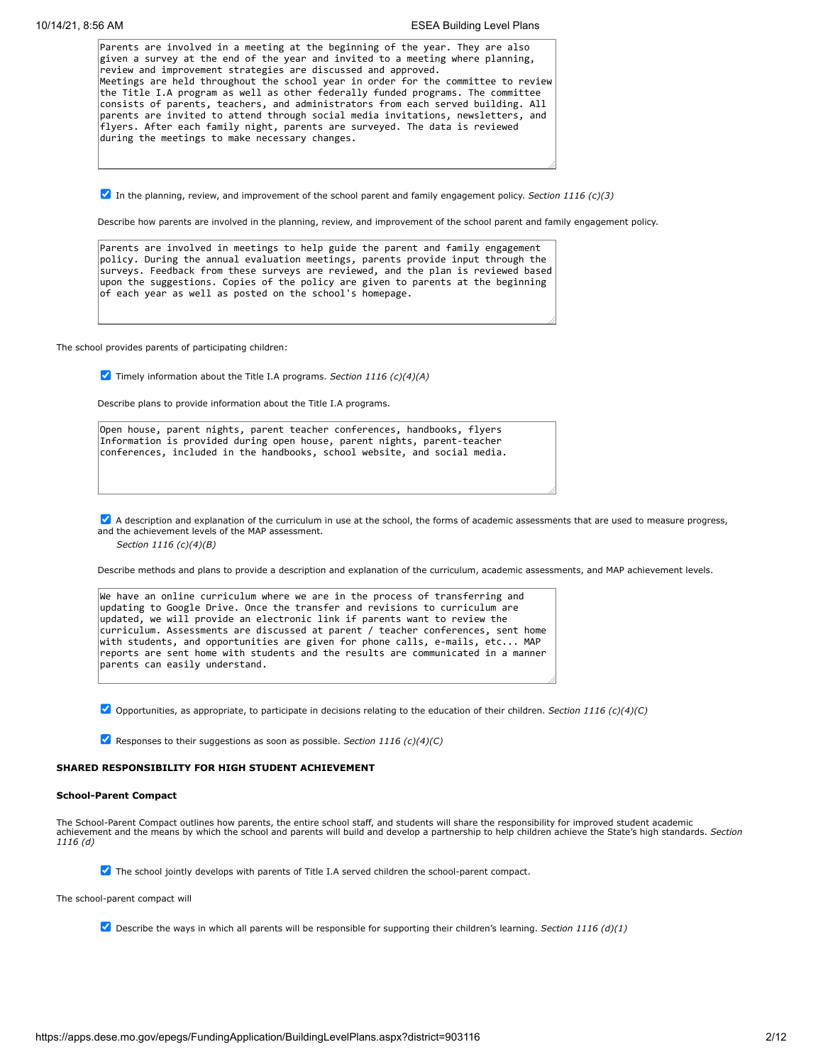Parents are involved in a meeting at the beginning of the year. They are also given a survey at the end of the year and invited to a meeting where planning, review and improvement strategies are discussed and approved.
Meetings are held throughout the school year in order for the committee to review the Title I.A program as well as other federally funded programs. The committee consists of parents, teachers, and administrators from each served building. All parents are invited to attend through social media invitations, newsletters, and flyers. After each family night, parents are surveyed. The data is reviewed during the meetings to make necessary changes.

☑ In the planning, review, and improvement of the school parent and family engagement policy. *Section 1116 (c)(3)*

Describe how parents are involved in the planning, review, and improvement of the school parent and family engagement policy.

Parents are involved in meetings to help guide the parent and family engagement policy. During the annual evaluation meetings, parents provide input through the surveys. Feedback from these surveys are reviewed, and the plan is reviewed based upon the suggestions. Copies of the policy are given to parents at the beginning of each year as well as posted on the school's homepage.

The school provides parents of participating children:

☑ Timely information about the Title I.A programs. *Section 1116 (c)(4)(A)*

Describe plans to provide information about the Title I.A programs.

Open house, parent nights, parent teacher conferences, handbooks, flyers
Information is provided during open house, parent nights, parent-teacher conferences, included in the handbooks, school website, and social media.

☑ A description and explanation of the curriculum in use at the school, the forms of academic assessments that are used to measure progress, and the achievement levels of the MAP assessment.
*Section 1116 (c)(4)(B)*

Describe methods and plans to provide a description and explanation of the curriculum, academic assessments, and MAP achievement levels.

We have an online curriculum where we are in the process of transferring and updating to Google Drive. Once the transfer and revisions to curriculum are updated, we will provide an electronic link if parents want to review the curriculum. Assessments are discussed at parent / teacher conferences, sent home with students, and opportunities are given for phone calls, e-mails, etc... MAP reports are sent home with students and the results are communicated in a manner parents can easily understand.

☑ Opportunities, as appropriate, to participate in decisions relating to the education of their children. *Section 1116 (c)(4)(C)*

☑ Responses to their suggestions as soon as possible. *Section 1116 (c)(4)(C)*

**SHARED RESPONSIBILITY FOR HIGH STUDENT ACHIEVEMENT**

**School-Parent Compact**

The School-Parent Compact outlines how parents, the entire school staff, and students will share the responsibility for improved student academic achievement and the means by which the school and parents will build and develop a partnership to help children achieve the State's high standards. *Section 1116 (d)*

☑ The school jointly develops with parents of Title I.A served children the school-parent compact.

The school-parent compact will

☑ Describe the ways in which all parents will be responsible for supporting their children's learning. *Section 1116 (d)(1)*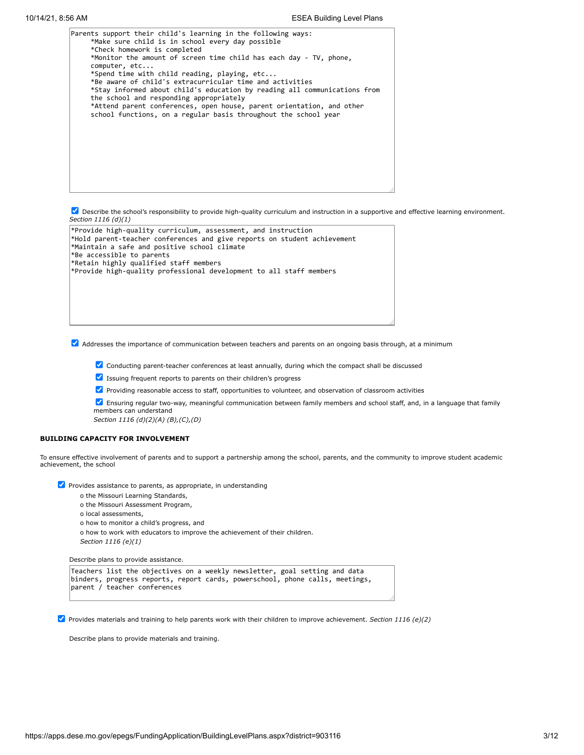```
Parents support their child's learning in the following ways:
     *Make sure child is in school every day possible
     *Check homework is completed
     *Monitor the amount of screen time child has each day - TV, phone,
     computer, etc...
     *Spend time with child reading, playing, etc...
     *Be aware of child's extracurricular time and activities
     *Stay informed about child's education by reading all communications from
     the school and responding appropriately
     *Attend parent conferences, open house, parent orientation, and other
     school functions, on a regular basis throughout the school year
```

☑ Describe the school's responsibility to provide high-quality curriculum and instruction in a supportive and effective learning environment. *Section 1116 (d)(1)*

```
*Provide high-quality curriculum, assessment, and instruction
*Hold parent-teacher conferences and give reports on student achievement
*Maintain a safe and positive school climate
*Be accessible to parents
*Retain highly qualified staff members
*Provide high-quality professional development to all staff members
```

☑ Addresses the importance of communication between teachers and parents on an ongoing basis through, at a minimum

- ☑ Conducting parent-teacher conferences at least annually, during which the compact shall be discussed
- ☑ Issuing frequent reports to parents on their children's progress
- ☑ Providing reasonable access to staff, opportunities to volunteer, and observation of classroom activities
- ☑ Ensuring regular two-way, meaningful communication between family members and school staff, and, in a language that family members can understand

*Section 1116 (d)(2)(A) (B),(C),(D)*

**BUILDING CAPACITY FOR INVOLVEMENT**

To ensure effective involvement of parents and to support a partnership among the school, parents, and the community to improve student academic achievement, the school

☑ Provides assistance to parents, as appropriate, in understanding

- the Missouri Learning Standards,
- the Missouri Assessment Program,
- local assessments,
- how to monitor a child's progress, and
- how to work with educators to improve the achievement of their children.

*Section 1116 (e)(1)*

Describe plans to provide assistance.

```
Teachers list the objectives on a weekly newsletter, goal setting and data
binders, progress reports, report cards, powerschool, phone calls, meetings,
parent / teacher conferences
```

☑ Provides materials and training to help parents work with their children to improve achievement. *Section 1116 (e)(2)*

Describe plans to provide materials and training.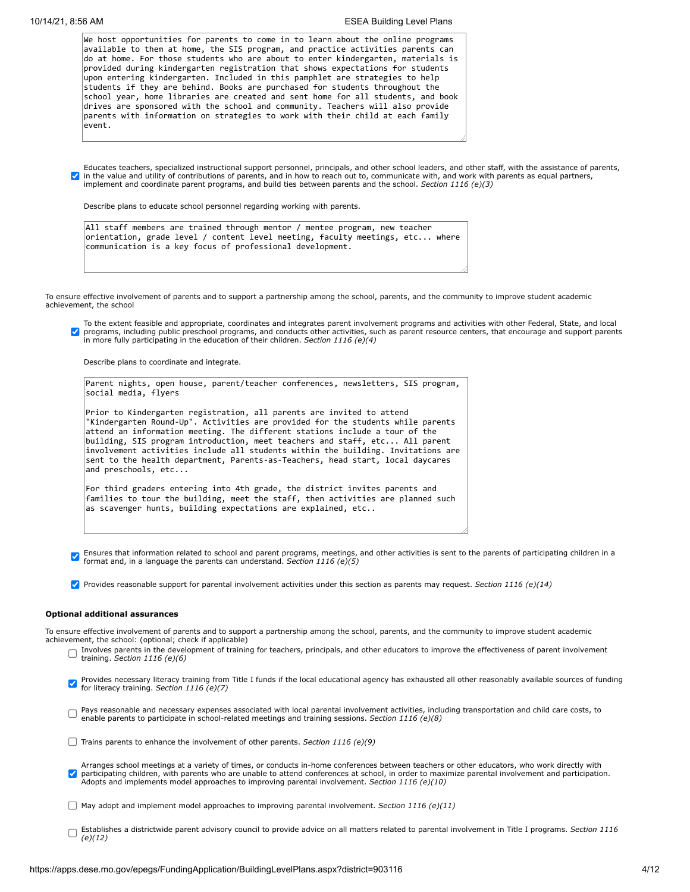We host opportunities for parents to come in to learn about the online programs available to them at home, the SIS program, and practice activities parents can do at home. For those students who are about to enter kindergarten, materials is provided during kindergarten registration that shows expectations for students upon entering kindergarten. Included in this pamphlet are strategies to help students if they are behind. Books are purchased for students throughout the school year, home libraries are created and sent home for all students, and book drives are sponsored with the school and community. Teachers will also provide parents with information on strategies to work with their child at each family event.

- [x] Educates teachers, specialized instructional support personnel, principals, and other school leaders, and other staff, with the assistance of parents, in the value and utility of contributions of parents, and in how to reach out to, communicate with, and work with parents as equal partners, implement and coordinate parent programs, and build ties between parents and the school. *Section 1116 (e)(3)*

Describe plans to educate school personnel regarding working with parents.

All staff members are trained through mentor / mentee program, new teacher orientation, grade level / content level meeting, faculty meetings, etc... where communication is a key focus of professional development.

To ensure effective involvement of parents and to support a partnership among the school, parents, and the community to improve student academic achievement, the school

- [x] To the extent feasible and appropriate, coordinates and integrates parent involvement programs and activities with other Federal, State, and local programs, including public preschool programs, and conducts other activities, such as parent resource centers, that encourage and support parents in more fully participating in the education of their children. *Section 1116 (e)(4)*

Describe plans to coordinate and integrate.

Parent nights, open house, parent/teacher conferences, newsletters, SIS program, social media, flyers

Prior to Kindergarten registration, all parents are invited to attend "Kindergarten Round-Up". Activities are provided for the students while parents attend an information meeting. The different stations include a tour of the building, SIS program introduction, meet teachers and staff, etc... All parent involvement activities include all students within the building. Invitations are sent to the health department, Parents-as-Teachers, head start, local daycares and preschools, etc...

For third graders entering into 4th grade, the district invites parents and families to tour the building, meet the staff, then activities are planned such as scavenger hunts, building expectations are explained, etc..

- [x] Ensures that information related to school and parent programs, meetings, and other activities is sent to the parents of participating children in a format and, in a language the parents can understand. *Section 1116 (e)(5)*

- [x] Provides reasonable support for parental involvement activities under this section as parents may request. *Section 1116 (e)(14)*

**Optional additional assurances**

To ensure effective involvement of parents and to support a partnership among the school, parents, and the community to improve student academic achievement, the school: (optional; check if applicable)

- [ ] Involves parents in the development of training for teachers, principals, and other educators to improve the effectiveness of parent involvement training. *Section 1116 (e)(6)*

- [x] Provides necessary literacy training from Title I funds if the local educational agency has exhausted all other reasonably available sources of funding for literacy training. *Section 1116 (e)(7)*

- [ ] Pays reasonable and necessary expenses associated with local parental involvement activities, including transportation and child care costs, to enable parents to participate in school-related meetings and training sessions. *Section 1116 (e)(8)*

- [ ] Trains parents to enhance the involvement of other parents. *Section 1116 (e)(9)*

- [x] Arranges school meetings at a variety of times, or conducts in-home conferences between teachers or other educators, who work directly with participating children, with parents who are unable to attend conferences at school, in order to maximize parental involvement and participation. Adopts and implements model approaches to improving parental involvement. *Section 1116 (e)(10)*

- [ ] May adopt and implement model approaches to improving parental involvement. *Section 1116 (e)(11)*

- [ ] Establishes a districtwide parent advisory council to provide advice on all matters related to parental involvement in Title I programs. *Section 1116 (e)(12)*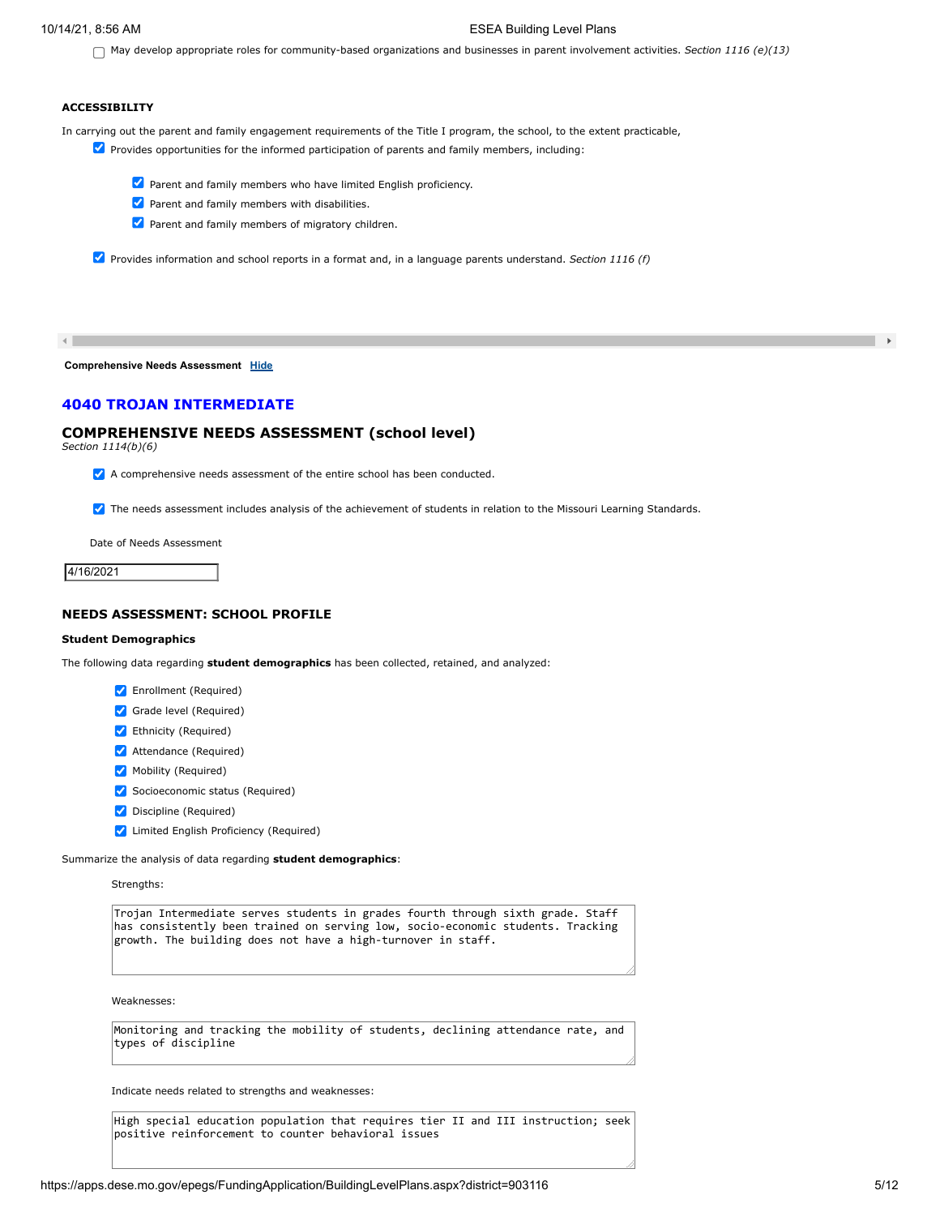- [ ] May develop appropriate roles for community-based organizations and businesses in parent involvement activities. *Section 1116 (e)(13)*

**ACCESSIBILITY**

In carrying out the parent and family engagement requirements of the Title I program, the school, to the extent practicable,

- [x] Provides opportunities for the informed participation of parents and family members, including:
  - [x] Parent and family members who have limited English proficiency.
  - [x] Parent and family members with disabilities.
  - [x] Parent and family members of migratory children.
- [x] Provides information and school reports in a format and, in a language parents understand. *Section 1116 (f)*

**Comprehensive Needs Assessment** Hide

## 4040 TROJAN INTERMEDIATE

## COMPREHENSIVE NEEDS ASSESSMENT (school level)

*Section 1114(b)(6)*

- [x] A comprehensive needs assessment of the entire school has been conducted.
- [x] The needs assessment includes analysis of the achievement of students in relation to the Missouri Learning Standards.

Date of Needs Assessment

4/16/2021

### NEEDS ASSESSMENT: SCHOOL PROFILE

**Student Demographics**

The following data regarding **student demographics** has been collected, retained, and analyzed:

- [x] Enrollment (Required)
- [x] Grade level (Required)
- [x] Ethnicity (Required)
- [x] Attendance (Required)
- [x] Mobility (Required)
- [x] Socioeconomic status (Required)
- [x] Discipline (Required)
- [x] Limited English Proficiency (Required)

Summarize the analysis of data regarding **student demographics**:

Strengths:

Trojan Intermediate serves students in grades fourth through sixth grade. Staff has consistently been trained on serving low, socio-economic students. Tracking growth. The building does not have a high-turnover in staff.

Weaknesses:

Monitoring and tracking the mobility of students, declining attendance rate, and types of discipline

Indicate needs related to strengths and weaknesses:

High special education population that requires tier II and III instruction; seek positive reinforcement to counter behavioral issues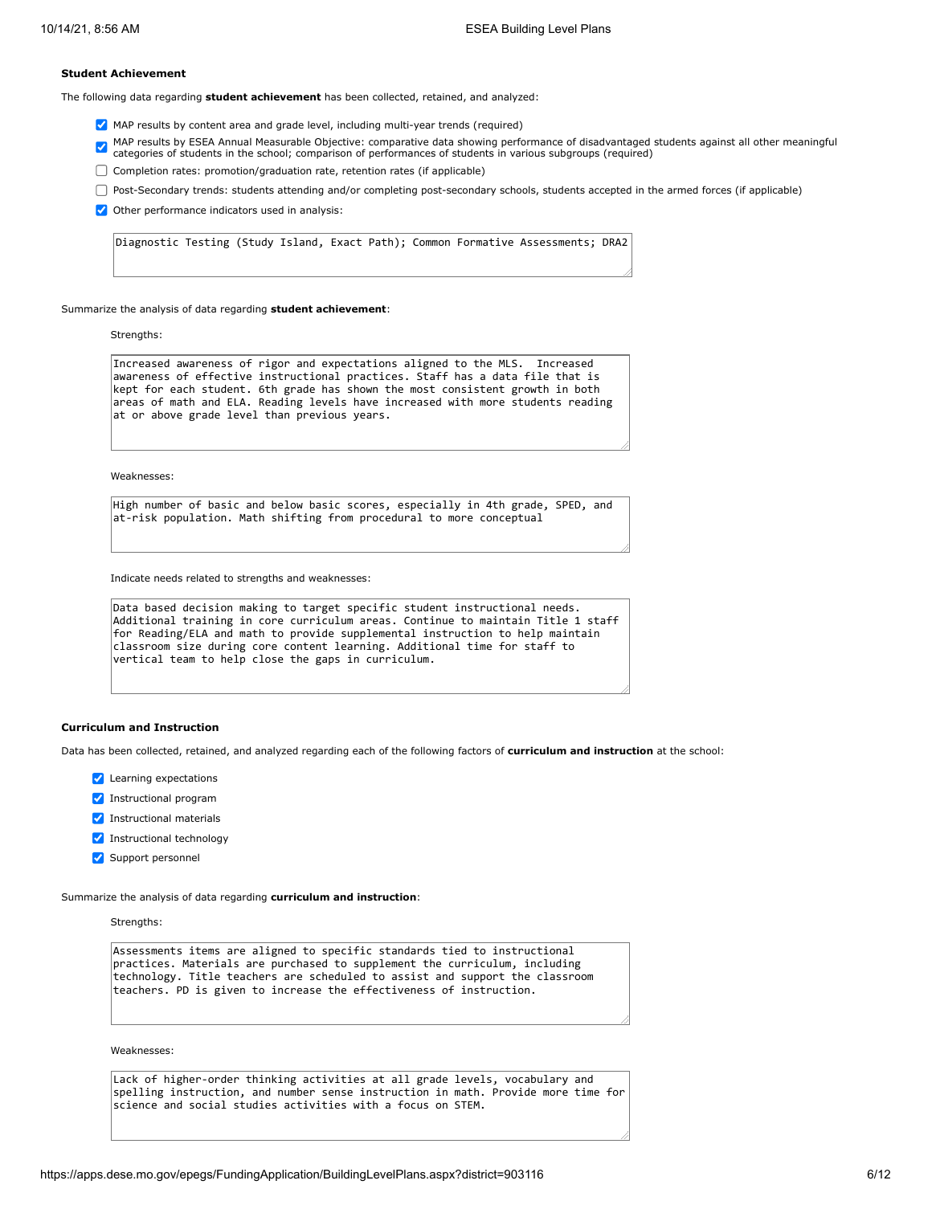### Student Achievement

The following data regarding **student achievement** has been collected, retained, and analyzed:

- [x] MAP results by content area and grade level, including multi-year trends (required)
- [x] MAP results by ESEA Annual Measurable Objective: comparative data showing performance of disadvantaged students against all other meaningful categories of students in the school; comparison of performances of students in various subgroups (required)
- [ ] Completion rates: promotion/graduation rate, retention rates (if applicable)
- [ ] Post-Secondary trends: students attending and/or completing post-secondary schools, students accepted in the armed forces (if applicable)
- [x] Other performance indicators used in analysis:

> Diagnostic Testing (Study Island, Exact Path); Common Formative Assessments; DRA2

Summarize the analysis of data regarding **student achievement**:

Strengths:

> Increased awareness of rigor and expectations aligned to the MLS. Increased awareness of effective instructional practices. Staff has a data file that is kept for each student. 6th grade has shown the most consistent growth in both areas of math and ELA. Reading levels have increased with more students reading at or above grade level than previous years.

Weaknesses:

> High number of basic and below basic scores, especially in 4th grade, SPED, and at-risk population. Math shifting from procedural to more conceptual

Indicate needs related to strengths and weaknesses:

> Data based decision making to target specific student instructional needs. Additional training in core curriculum areas. Continue to maintain Title 1 staff for Reading/ELA and math to provide supplemental instruction to help maintain classroom size during core content learning. Additional time for staff to vertical team to help close the gaps in curriculum.

### Curriculum and Instruction

Data has been collected, retained, and analyzed regarding each of the following factors of **curriculum and instruction** at the school:

- [x] Learning expectations
- [x] Instructional program
- [x] Instructional materials
- [x] Instructional technology
- [x] Support personnel

Summarize the analysis of data regarding **curriculum and instruction**:

Strengths:

> Assessments items are aligned to specific standards tied to instructional practices. Materials are purchased to supplement the curriculum, including technology. Title teachers are scheduled to assist and support the classroom teachers. PD is given to increase the effectiveness of instruction.

Weaknesses:

> Lack of higher-order thinking activities at all grade levels, vocabulary and spelling instruction, and number sense instruction in math. Provide more time for science and social studies activities with a focus on STEM.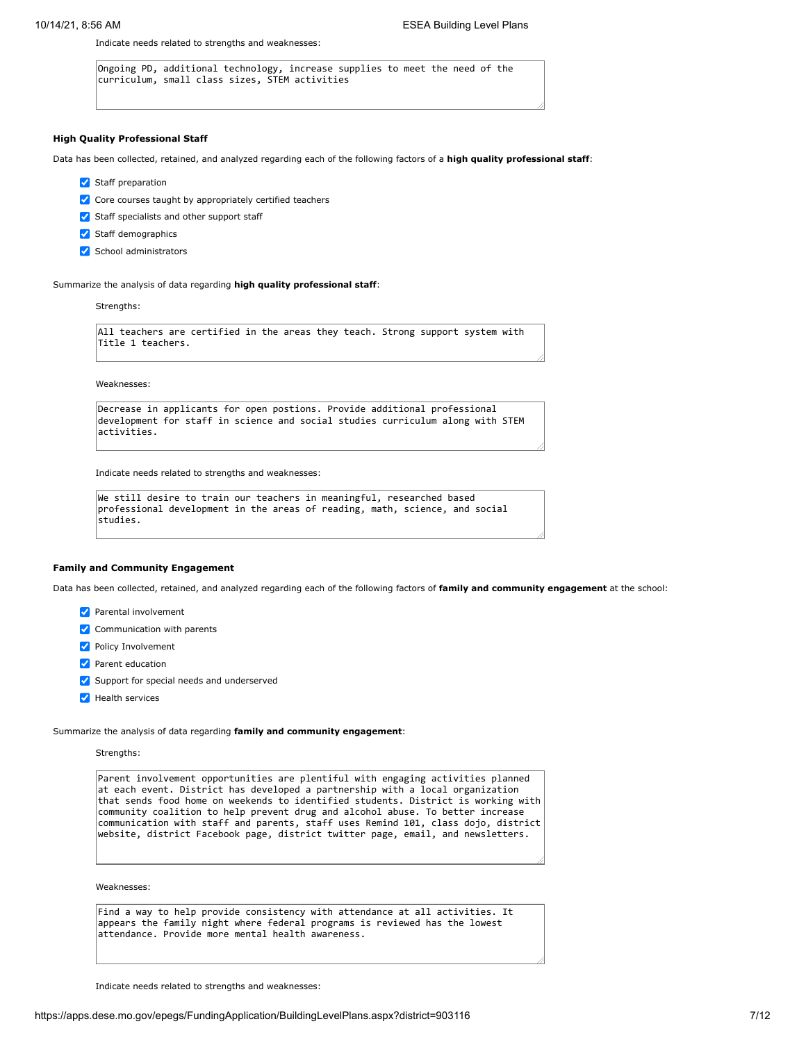Indicate needs related to strengths and weaknesses:

> Ongoing PD, additional technology, increase supplies to meet the need of the curriculum, small class sizes, STEM activities

**High Quality Professional Staff**

Data has been collected, retained, and analyzed regarding each of the following factors of a **high quality professional staff**:

- [x] Staff preparation
- [x] Core courses taught by appropriately certified teachers
- [x] Staff specialists and other support staff
- [x] Staff demographics
- [x] School administrators

Summarize the analysis of data regarding **high quality professional staff**:

Strengths:

> All teachers are certified in the areas they teach. Strong support system with Title 1 teachers.

Weaknesses:

> Decrease in applicants for open postions. Provide additional professional development for staff in science and social studies curriculum along with STEM activities.

Indicate needs related to strengths and weaknesses:

> We still desire to train our teachers in meaningful, researched based professional development in the areas of reading, math, science, and social studies.

**Family and Community Engagement**

Data has been collected, retained, and analyzed regarding each of the following factors of **family and community engagement** at the school:

- [x] Parental involvement
- [x] Communication with parents
- [x] Policy Involvement
- [x] Parent education
- [x] Support for special needs and underserved
- [x] Health services

Summarize the analysis of data regarding **family and community engagement**:

Strengths:

> Parent involvement opportunities are plentiful with engaging activities planned at each event. District has developed a partnership with a local organization that sends food home on weekends to identified students. District is working with community coalition to help prevent drug and alcohol abuse. To better increase communication with staff and parents, staff uses Remind 101, class dojo, district website, district Facebook page, district twitter page, email, and newsletters.

Weaknesses:

> Find a way to help provide consistency with attendance at all activities. It appears the family night where federal programs is reviewed has the lowest attendance. Provide more mental health awareness.

Indicate needs related to strengths and weaknesses: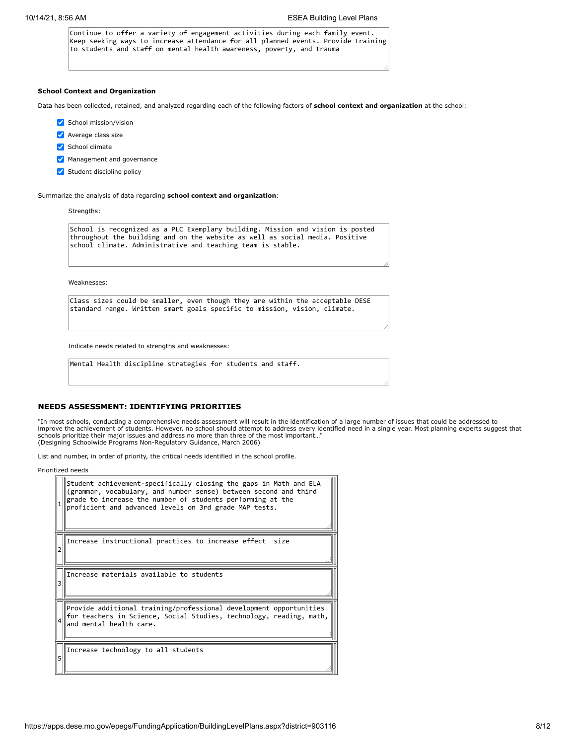Continue to offer a variety of engagement activities during each family event. Keep seeking ways to increase attendance for all planned events. Provide training to students and staff on mental health awareness, poverty, and trauma

**School Context and Organization**

Data has been collected, retained, and analyzed regarding each of the following factors of **school context and organization** at the school:

- [x] School mission/vision
- [x] Average class size
- [x] School climate
- [x] Management and governance
- [x] Student discipline policy

Summarize the analysis of data regarding **school context and organization**:

Strengths:

School is recognized as a PLC Exemplary building. Mission and vision is posted throughout the building and on the website as well as social media. Positive school climate. Administrative and teaching team is stable.

Weaknesses:

Class sizes could be smaller, even though they are within the acceptable DESE standard range. Written smart goals specific to mission, vision, climate.

Indicate needs related to strengths and weaknesses:

Mental Health discipline strategies for students and staff.

## NEEDS ASSESSMENT: IDENTIFYING PRIORITIES

"In most schools, conducting a comprehensive needs assessment will result in the identification of a large number of issues that could be addressed to improve the achievement of students. However, no school should attempt to address every identified need in a single year. Most planning experts suggest that schools prioritize their major issues and address no more than three of the most important…"
(Designing Schoolwide Programs Non-Regulatory Guidance, March 2006)

List and number, in order of priority, the critical needs identified in the school profile.

Prioritized needs

| # | Need |
|---|---|
| 1 | Student achievement-specifically closing the gaps in Math and ELA (grammar, vocabulary, and number sense) between second and third grade to increase the number of students performing at the proficient and advanced levels on 3rd grade MAP tests. |
| 2 | Increase instructional practices to increase effect size |
| 3 | Increase materials available to students |
| 4 | Provide additional training/professional development opportunities for teachers in Science, Social Studies, technology, reading, math, and mental health care. |
| 5 | Increase technology to all students |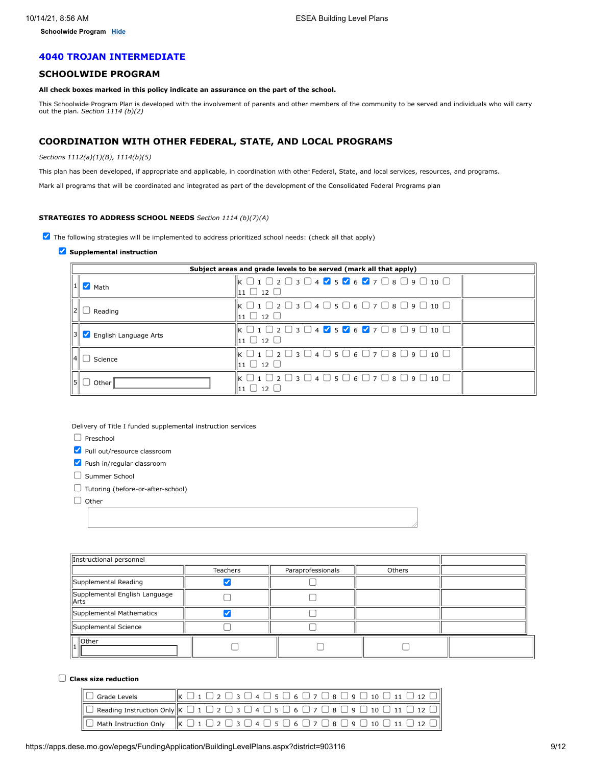Schoolwide Program **Hide**

## 4040 TROJAN INTERMEDIATE

## SCHOOLWIDE PROGRAM

**All check boxes marked in this policy indicate an assurance on the part of the school.**

This Schoolwide Program Plan is developed with the involvement of parents and other members of the community to be served and individuals who will carry out the plan. *Section 1114 (b)(2)*

## COORDINATION WITH OTHER FEDERAL, STATE, AND LOCAL PROGRAMS

*Sections 1112(a)(1)(B), 1114(b)(5)*

This plan has been developed, if appropriate and applicable, in coordination with other Federal, State, and local services, resources, and programs.

Mark all programs that will be coordinated and integrated as part of the development of the Consolidated Federal Programs plan

**STRATEGIES TO ADDRESS SCHOOL NEEDS** *Section 1114 (b)(7)(A)*

☑ The following strategies will be implemented to address prioritized school needs: (check all that apply)

☑ **Supplemental instruction**

| | Subject areas and grade levels to be served (mark all that apply) | | |
|---|---|---|---|
| 1 | ☑ Math | K ☐ 1 ☐ 2 ☐ 3 ☐ 4 ☑ 5 ☑ 6 ☑ 7 ☐ 8 ☐ 9 ☐ 10 ☐ 11 ☐ 12 ☐ | |
| 2 | ☐ Reading | K ☐ 1 ☐ 2 ☐ 3 ☐ 4 ☐ 5 ☐ 6 ☐ 7 ☐ 8 ☐ 9 ☐ 10 ☐ 11 ☐ 12 ☐ | |
| 3 | ☑ English Language Arts | K ☐ 1 ☐ 2 ☐ 3 ☐ 4 ☑ 5 ☑ 6 ☑ 7 ☐ 8 ☐ 9 ☐ 10 ☐ 11 ☐ 12 ☐ | |
| 4 | ☐ Science | K ☐ 1 ☐ 2 ☐ 3 ☐ 4 ☐ 5 ☐ 6 ☐ 7 ☐ 8 ☐ 9 ☐ 10 ☐ 11 ☐ 12 ☐ | |
| 5 | ☐ Other | K ☐ 1 ☐ 2 ☐ 3 ☐ 4 ☐ 5 ☐ 6 ☐ 7 ☐ 8 ☐ 9 ☐ 10 ☐ 11 ☐ 12 ☐ | |

Delivery of Title I funded supplemental instruction services

- ☐ Preschool
- ☑ Pull out/resource classroom
- ☑ Push in/regular classroom
- ☐ Summer School
- ☐ Tutoring (before-or-after-school)
- ☐ Other

| Instructional personnel | | | | |
|---|---|---|---|---|
| | Teachers | Paraprofessionals | Others | |
| Supplemental Reading | ☑ | ☐ | | |
| Supplemental English Language Arts | ☐ | ☐ | | |
| Supplemental Mathematics | ☑ | ☐ | | |
| Supplemental Science | ☐ | ☐ | | |
| 1 Other | ☐ | ☐ | ☐ | |

☐ **Class size reduction**

| | |
|---|---|
| ☐ Grade Levels | K ☐ 1 ☐ 2 ☐ 3 ☐ 4 ☐ 5 ☐ 6 ☐ 7 ☐ 8 ☐ 9 ☐ 10 ☐ 11 ☐ 12 ☐ |
| ☐ Reading Instruction Only | K ☐ 1 ☐ 2 ☐ 3 ☐ 4 ☐ 5 ☐ 6 ☐ 7 ☐ 8 ☐ 9 ☐ 10 ☐ 11 ☐ 12 ☐ |
| ☐ Math Instruction Only | K ☐ 1 ☐ 2 ☐ 3 ☐ 4 ☐ 5 ☐ 6 ☐ 7 ☐ 8 ☐ 9 ☐ 10 ☐ 11 ☐ 12 ☐ |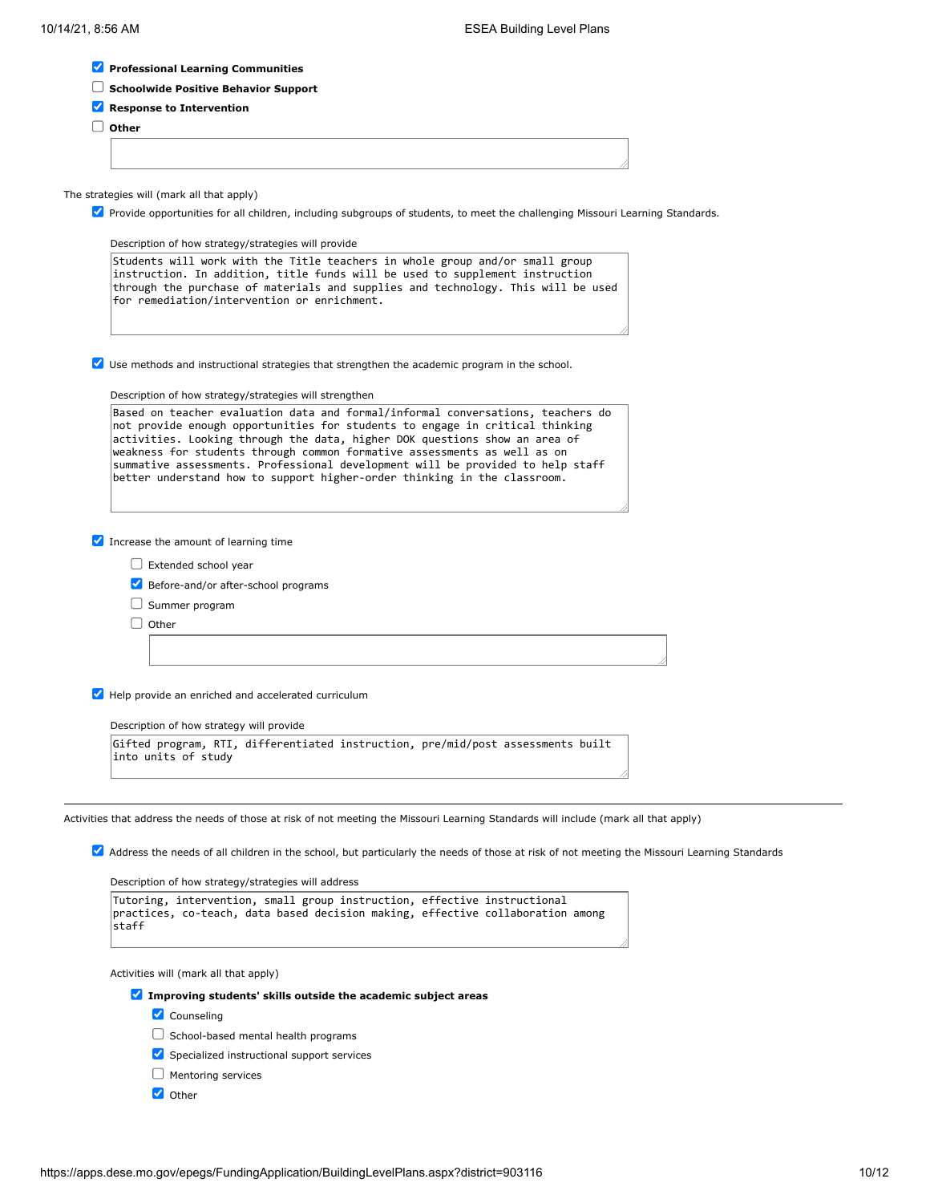- [x] **Professional Learning Communities**
- [ ] **Schoolwide Positive Behavior Support**
- [x] **Response to Intervention**
- [ ] **Other**

The strategies will (mark all that apply)

- [x] Provide opportunities for all children, including subgroups of students, to meet the challenging Missouri Learning Standards.

  Description of how strategy/strategies will provide

  Students will work with the Title teachers in whole group and/or small group instruction. In addition, title funds will be used to supplement instruction through the purchase of materials and supplies and technology. This will be used for remediation/intervention or enrichment.

- [x] Use methods and instructional strategies that strengthen the academic program in the school.

  Description of how strategy/strategies will strengthen

  Based on teacher evaluation data and formal/informal conversations, teachers do not provide enough opportunities for students to engage in critical thinking activities. Looking through the data, higher DOK questions show an area of weakness for students through common formative assessments as well as on summative assessments. Professional development will be provided to help staff better understand how to support higher-order thinking in the classroom.

- [x] Increase the amount of learning time
  - [ ] Extended school year
  - [x] Before-and/or after-school programs
  - [ ] Summer program
  - [ ] Other

- [x] Help provide an enriched and accelerated curriculum

  Description of how strategy will provide

  Gifted program, RTI, differentiated instruction, pre/mid/post assessments built into units of study

---

Activities that address the needs of those at risk of not meeting the Missouri Learning Standards will include (mark all that apply)

- [x] Address the needs of all children in the school, but particularly the needs of those at risk of not meeting the Missouri Learning Standards

  Description of how strategy/strategies will address

  Tutoring, intervention, small group instruction, effective instructional practices, co-teach, data based decision making, effective collaboration among staff

  Activities will (mark all that apply)

  - [x] **Improving students' skills outside the academic subject areas**
    - [x] Counseling
    - [ ] School-based mental health programs
    - [x] Specialized instructional support services
    - [ ] Mentoring services
    - [x] Other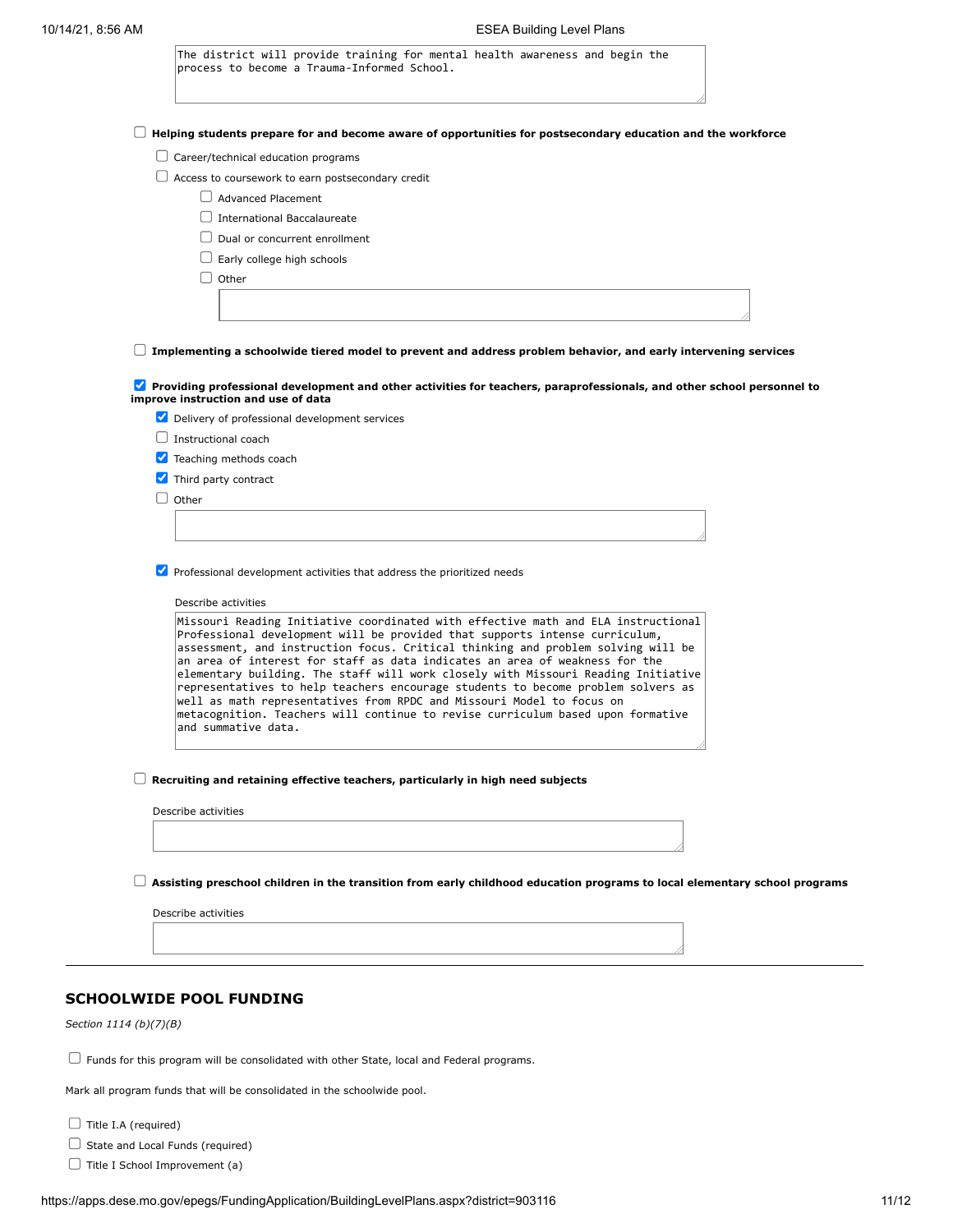The district will provide training for mental health awareness and begin the process to become a Trauma-Informed School.

☐ **Helping students prepare for and become aware of opportunities for postsecondary education and the workforce**

- ☐ Career/technical education programs
- ☐ Access to coursework to earn postsecondary credit
  - ☐ Advanced Placement
  - ☐ International Baccalaureate
  - ☐ Dual or concurrent enrollment
  - ☐ Early college high schools
  - ☐ Other

☐ **Implementing a schoolwide tiered model to prevent and address problem behavior, and early intervening services**

☑ **Providing professional development and other activities for teachers, paraprofessionals, and other school personnel to improve instruction and use of data**

- ☑ Delivery of professional development services
- ☐ Instructional coach
- ☑ Teaching methods coach
- ☑ Third party contract
- ☐ Other

☑ Professional development activities that address the prioritized needs

Describe activities

Missouri Reading Initiative coordinated with effective math and ELA instructional Professional development will be provided that supports intense curriculum, assessment, and instruction focus. Critical thinking and problem solving will be an area of interest for staff as data indicates an area of weakness for the elementary building. The staff will work closely with Missouri Reading Initiative representatives to help teachers encourage students to become problem solvers as well as math representatives from RPDC and Missouri Model to focus on metacognition. Teachers will continue to revise curriculum based upon formative and summative data.

☐ **Recruiting and retaining effective teachers, particularly in high need subjects**

Describe activities

☐ **Assisting preschool children in the transition from early childhood education programs to local elementary school programs**

Describe activities

---

## SCHOOLWIDE POOL FUNDING

*Section 1114 (b)(7)(B)*

☐ Funds for this program will be consolidated with other State, local and Federal programs.

Mark all program funds that will be consolidated in the schoolwide pool.

- ☐ Title I.A (required)
- ☐ State and Local Funds (required)
- ☐ Title I School Improvement (a)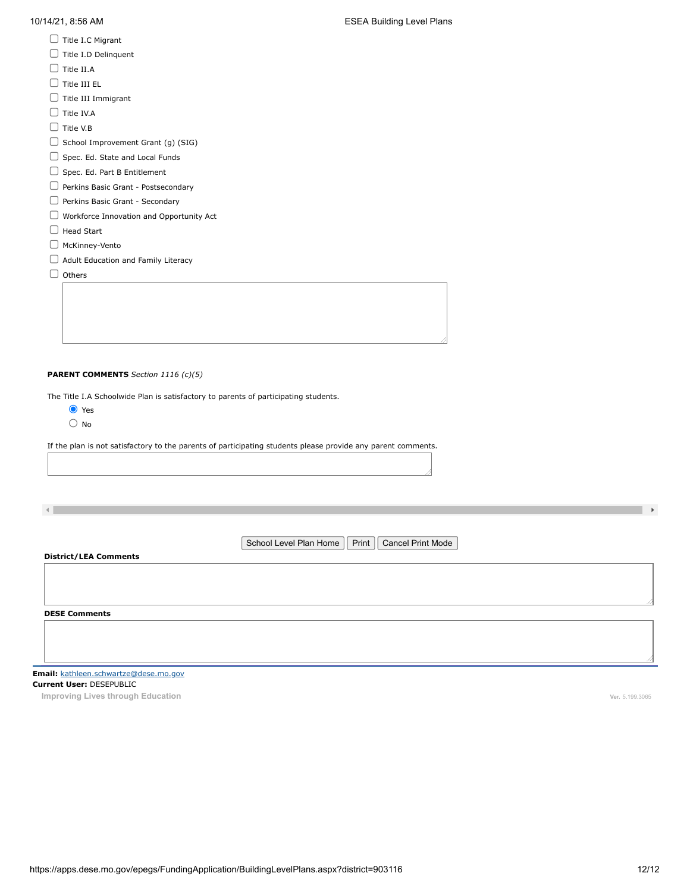- [ ] Title I.C Migrant
- [ ] Title I.D Delinquent
- [ ] Title II.A
- [ ] Title III EL
- [ ] Title III Immigrant
- [ ] Title IV.A
- [ ] Title V.B
- [ ] School Improvement Grant (g) (SIG)
- [ ] Spec. Ed. State and Local Funds
- [ ] Spec. Ed. Part B Entitlement
- [ ] Perkins Basic Grant - Postsecondary
- [ ] Perkins Basic Grant - Secondary
- [ ] Workforce Innovation and Opportunity Act
- [ ] Head Start
- [ ] McKinney-Vento
- [ ] Adult Education and Family Literacy
- [ ] Others

**PARENT COMMENTS** *Section 1116 (c)(5)*

The Title I.A Schoolwide Plan is satisfactory to parents of participating students.

- (•) Yes
- ( ) No

If the plan is not satisfactory to the parents of participating students please provide any parent comments.

School Level Plan Home | Print | Cancel Print Mode

**District/LEA Comments**

**DESE Comments**

**Email:** kathleen.schwartze@dese.mo.gov
**Current User:** DESEPUBLIC
Improving Lives through Education

Ver. 5.199.3065